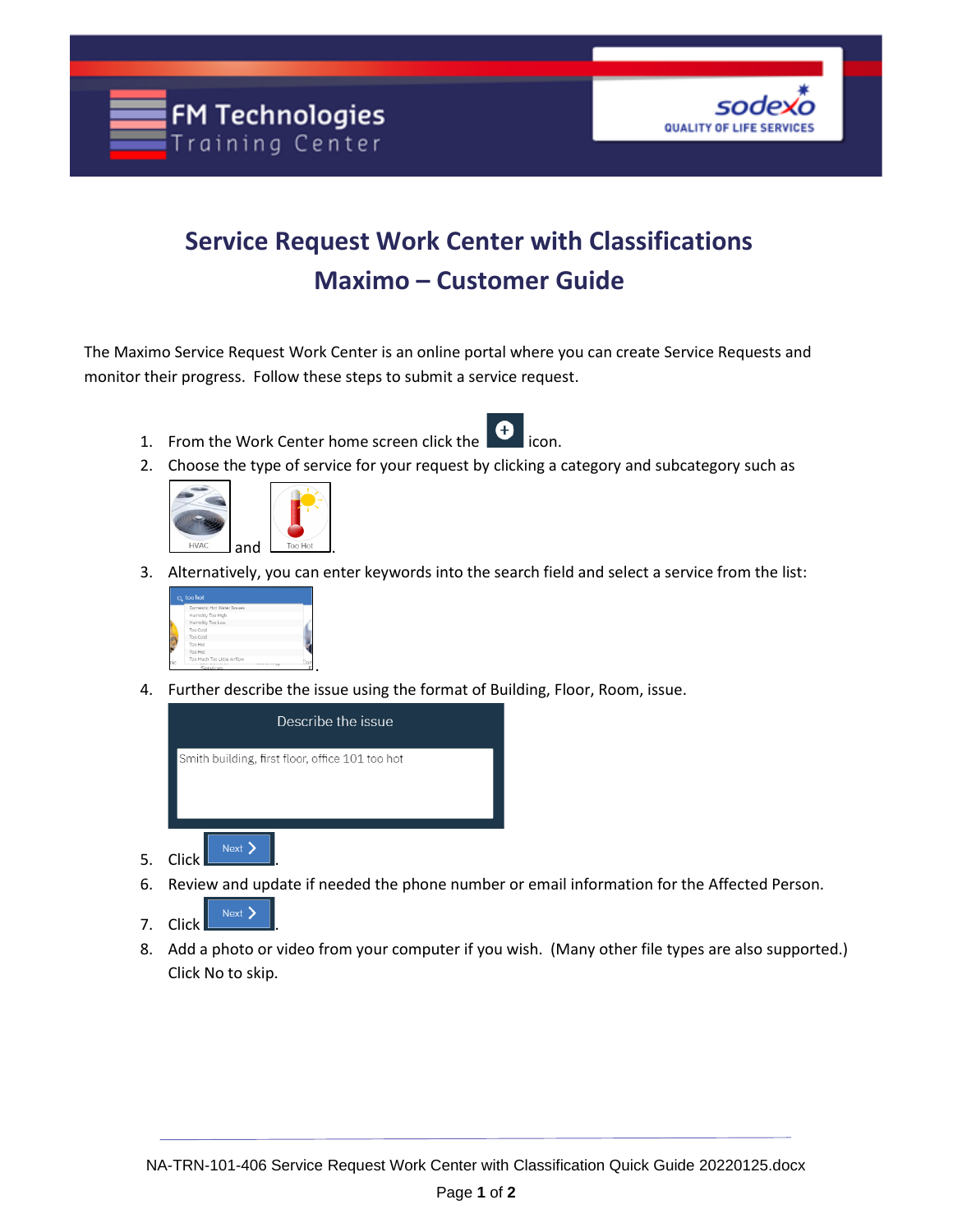# Service Request Work Center with Classifications Maximo – Customer Guide

The Maximo Service Request Work Center is an online portal where you can create Service Requests and monitor their progress. Follow these steps to submit a service request.

1. From the Work Center home screen click the icon.
2. Choose the type of service for your request by clicking a category and subcategory such as HVAC and Too Hot.
3. Alternatively, you can enter keywords into the search field and select a service from the list: .
4. Further describe the issue using the format of Building, Floor, Room, issue.
5. Click Next.
6. Review and update if needed the phone number or email information for the Affected Person.
7. Click Next.
8. Add a photo or video from your computer if you wish. (Many other file types are also supported.) Click No to skip.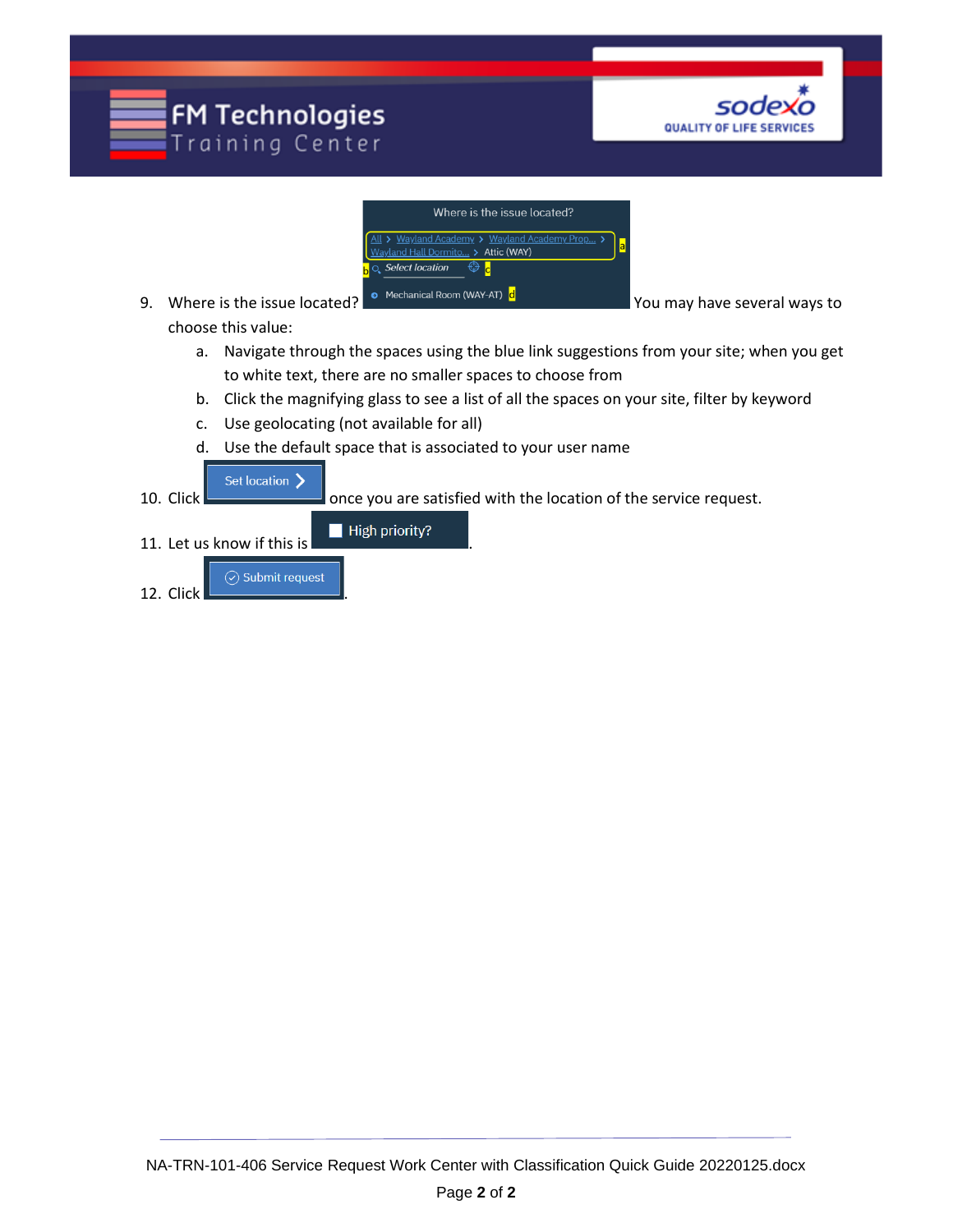9. Where is the issue located? You may have several ways to choose this value:
    a. Navigate through the spaces using the blue link suggestions from your site; when you get to white text, there are no smaller spaces to choose from
    b. Click the magnifying glass to see a list of all the spaces on your site, filter by keyword
    c. Use geolocating (not available for all)
    d. Use the default space that is associated to your user name
10. Click Set location once you are satisfied with the location of the service request.
11. Let us know if this is High priority?.
12. Click Submit request.